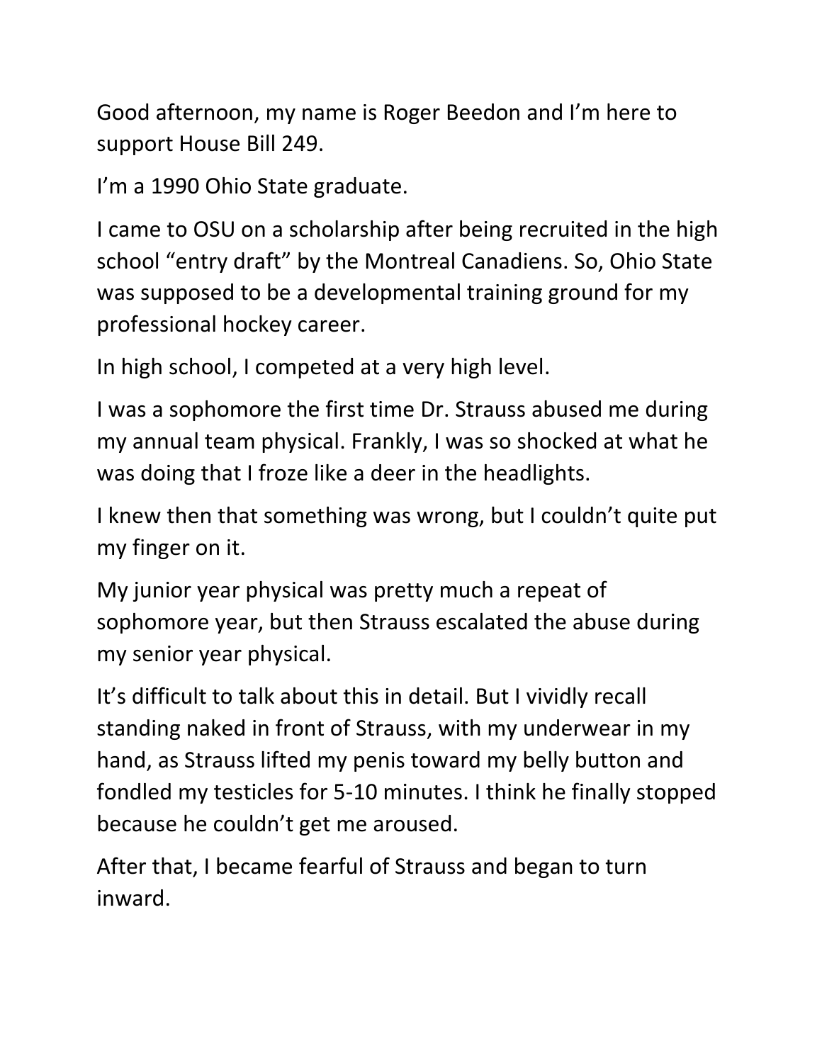Good afternoon, my name is Roger Beedon and I'm here to support House Bill 249.

I'm a 1990 Ohio State graduate.

I came to OSU on a scholarship after being recruited in the high school "entry draft" by the Montreal Canadiens. So, Ohio State was supposed to be a developmental training ground for my professional hockey career.

In high school, I competed at a very high level.

I was a sophomore the first time Dr. Strauss abused me during my annual team physical. Frankly, I was so shocked at what he was doing that I froze like a deer in the headlights.

I knew then that something was wrong, but I couldn't quite put my finger on it.

My junior year physical was pretty much a repeat of sophomore year, but then Strauss escalated the abuse during my senior year physical.

It's difficult to talk about this in detail. But I vividly recall standing naked in front of Strauss, with my underwear in my hand, as Strauss lifted my penis toward my belly button and fondled my testicles for 5-10 minutes. I think he finally stopped because he couldn't get me aroused.

After that, I became fearful of Strauss and began to turn inward.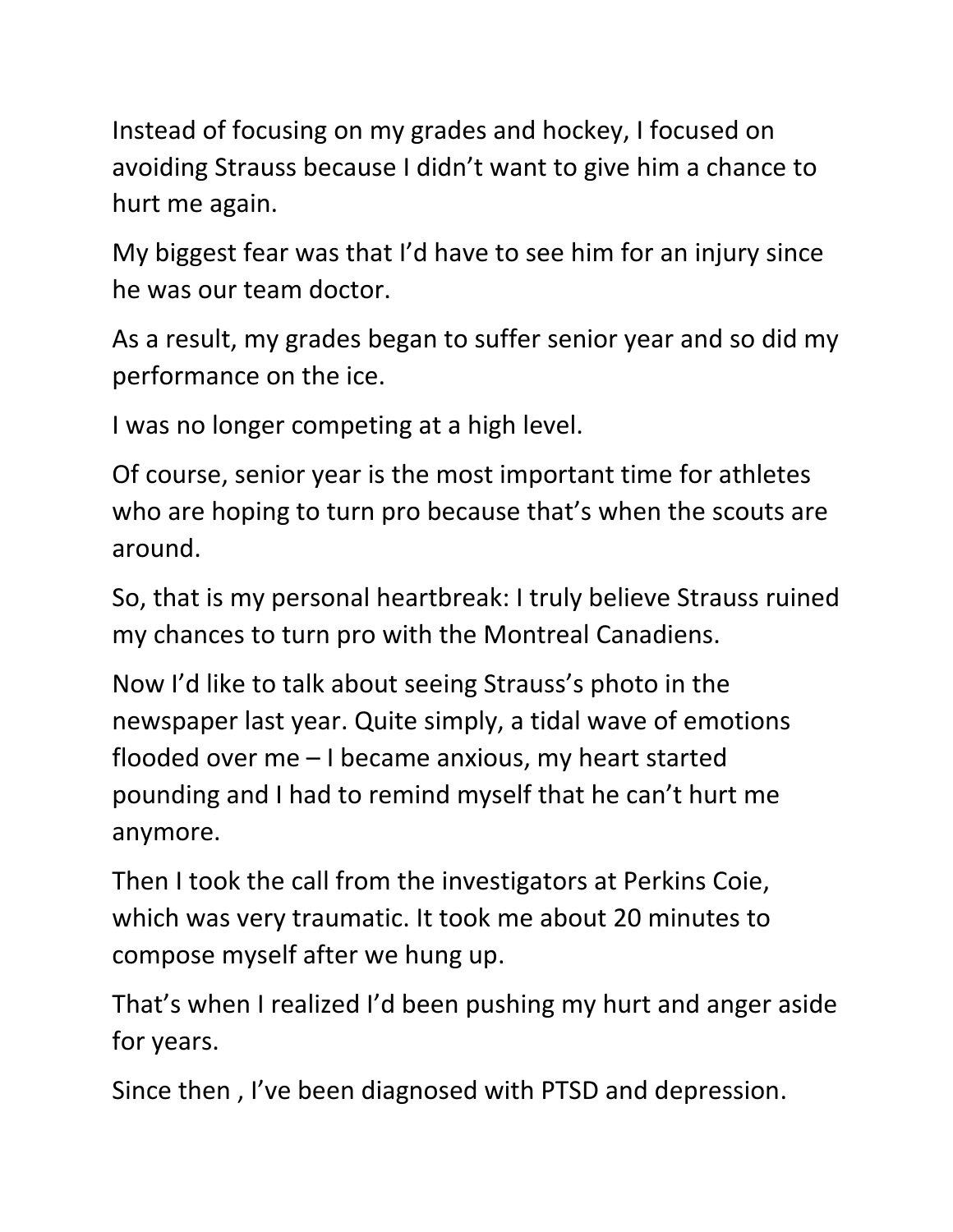Instead of focusing on my grades and hockey, I focused on avoiding Strauss because I didn't want to give him a chance to hurt me again.

My biggest fear was that I'd have to see him for an injury since he was our team doctor.

As a result, my grades began to suffer senior year and so did my performance on the ice.

I was no longer competing at a high level.

Of course, senior year is the most important time for athletes who are hoping to turn pro because that's when the scouts are around.

So, that is my personal heartbreak: I truly believe Strauss ruined my chances to turn pro with the Montreal Canadiens.

Now I'd like to talk about seeing Strauss's photo in the newspaper last year. Quite simply, a tidal wave of emotions flooded over me – I became anxious, my heart started pounding and I had to remind myself that he can't hurt me anymore.

Then I took the call from the investigators at Perkins Coie, which was very traumatic. It took me about 20 minutes to compose myself after we hung up.

That's when I realized I'd been pushing my hurt and anger aside for years.

Since then , I've been diagnosed with PTSD and depression.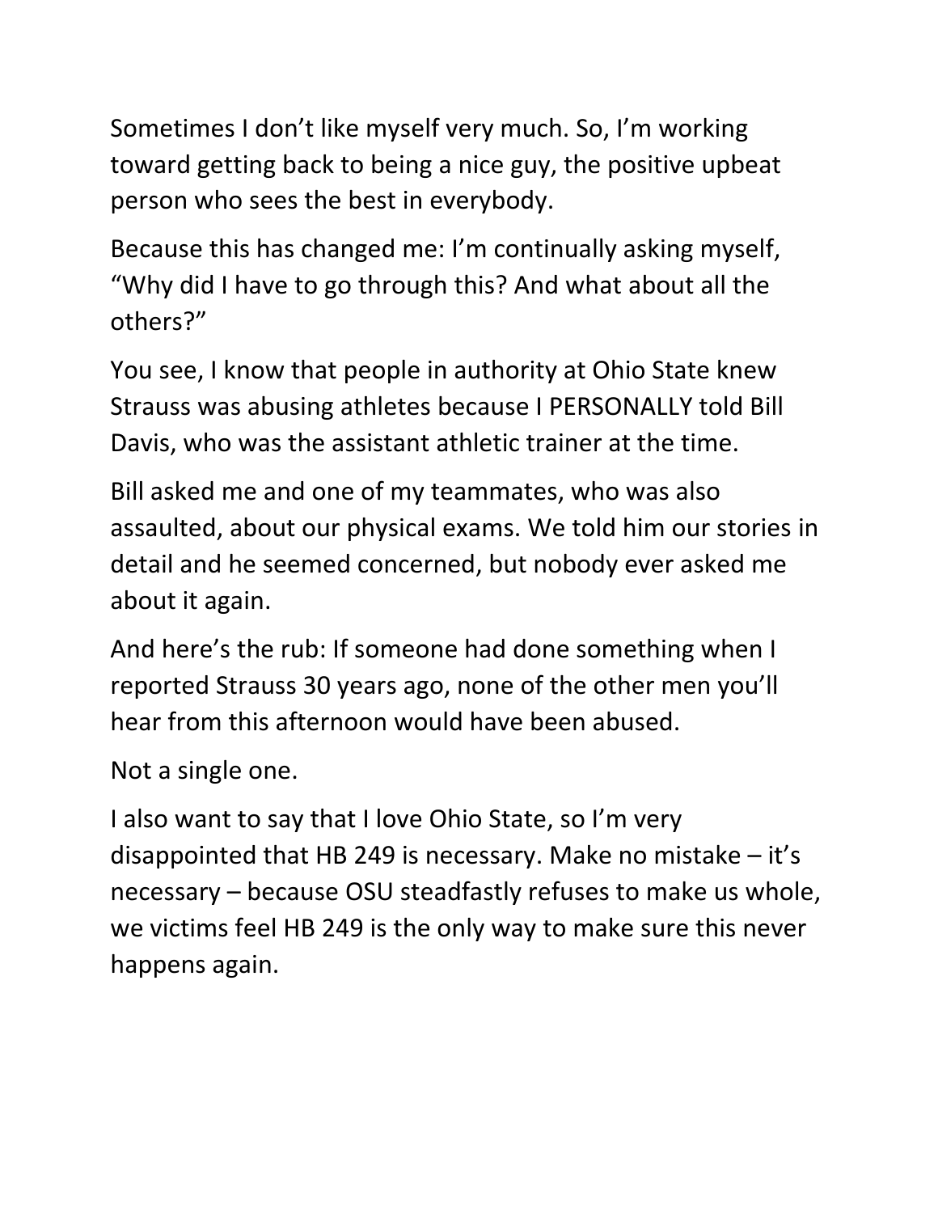Sometimes I don't like myself very much. So, I'm working toward getting back to being a nice guy, the positive upbeat person who sees the best in everybody.

Because this has changed me: I'm continually asking myself, "Why did I have to go through this? And what about all the others?"

You see, I know that people in authority at Ohio State knew Strauss was abusing athletes because I PERSONALLY told Bill Davis, who was the assistant athletic trainer at the time.

Bill asked me and one of my teammates, who was also assaulted, about our physical exams. We told him our stories in detail and he seemed concerned, but nobody ever asked me about it again.

And here's the rub: If someone had done something when I reported Strauss 30 years ago, none of the other men you'll hear from this afternoon would have been abused.

Not a single one.

I also want to say that I love Ohio State, so I'm very disappointed that HB 249 is necessary. Make no mistake – it's necessary – because OSU steadfastly refuses to make us whole, we victims feel HB 249 is the only way to make sure this never happens again.